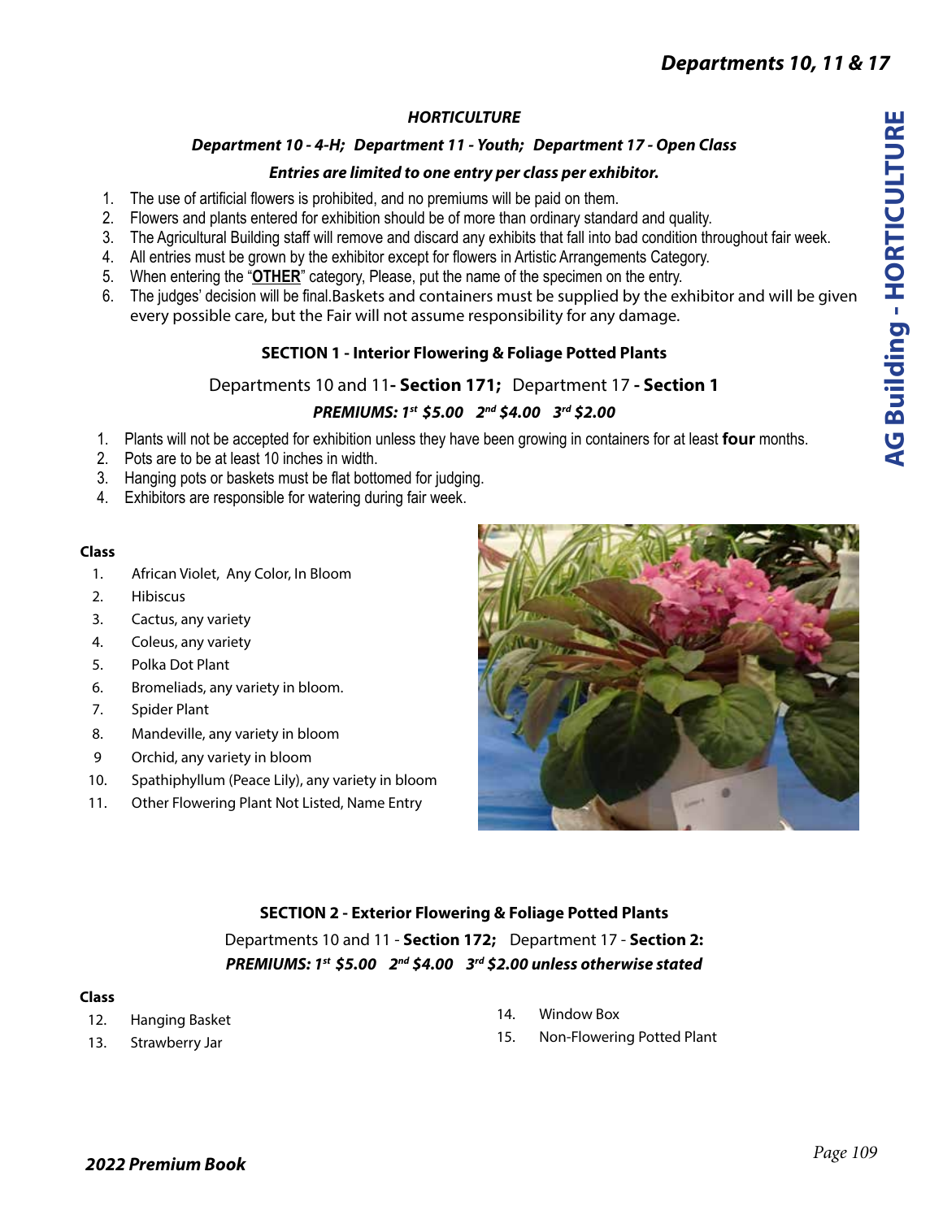## HORTICULTURE

### Department 10 - 4-H; Department 11 - Youth; Department 17 - Open Class

***Entries are limited to one entry per class per exhibitor.***

1. The use of artificial flowers is prohibited, and no premiums will be paid on them.
2. Flowers and plants entered for exhibition should be of more than ordinary standard and quality.
3. The Agricultural Building staff will remove and discard any exhibits that fall into bad condition throughout fair week.
4. All entries must be grown by the exhibitor except for flowers in Artistic Arrangements Category.
5. When entering the "**OTHER**" category, Please, put the name of the specimen on the entry.
6. The judges' decision will be final.Baskets and containers must be supplied by the exhibitor and will be given every possible care, but the Fair will not assume responsibility for any damage.

### SECTION 1 - Interior Flowering & Foliage Potted Plants

Departments 10 and 11**- Section 171;** Department 17 **- Section 1**

***PREMIUMS: 1st $5.00 2nd $4.00 3rd $2.00***

1. Plants will not be accepted for exhibition unless they have been growing in containers for at least **four** months.
2. Pots are to be at least 10 inches in width.
3. Hanging pots or baskets must be flat bottomed for judging.
4. Exhibitors are responsible for watering during fair week.

**Class**

1. African Violet, Any Color, In Bloom
2. Hibiscus
3. Cactus, any variety
4. Coleus, any variety
5. Polka Dot Plant
6. Bromeliads, any variety in bloom.
7. Spider Plant
8. Mandeville, any variety in bloom
9. Orchid, any variety in bloom
10. Spathiphyllum (Peace Lily), any variety in bloom
11. Other Flowering Plant Not Listed, Name Entry

### SECTION 2 - Exterior Flowering & Foliage Potted Plants

Departments 10 and 11 - **Section 172;** Department 17 - **Section 2:**

***PREMIUMS: 1st $5.00 2nd $4.00 3rd $2.00 unless otherwise stated***

**Class**

12. Hanging Basket
13. Strawberry Jar
14. Window Box
15. Non-Flowering Potted Plant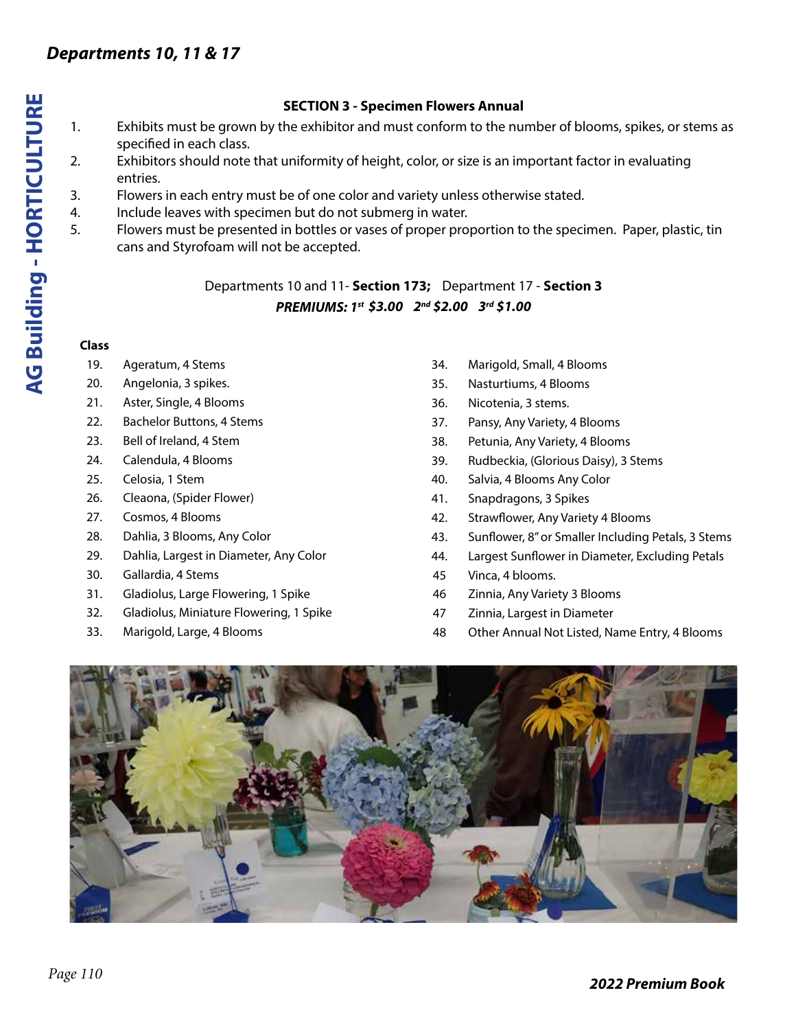## SECTION 3 - Specimen Flowers Annual

1. Exhibits must be grown by the exhibitor and must conform to the number of blooms, spikes, or stems as specified in each class.
2. Exhibitors should note that uniformity of height, color, or size is an important factor in evaluating entries.
3. Flowers in each entry must be of one color and variety unless otherwise stated.
4. Include leaves with specimen but do not submerg in water.
5. Flowers must be presented in bottles or vases of proper proportion to the specimen. Paper, plastic, tin cans and Styrofoam will not be accepted.

Departments 10 and 11- **Section 173;** Department 17 - **Section 3**

***PREMIUMS: 1st $3.00 2nd $2.00 3rd $1.00***

**Class**

19. Ageratum, 4 Stems
20. Angelonia, 3 spikes.
21. Aster, Single, 4 Blooms
22. Bachelor Buttons, 4 Stems
23. Bell of Ireland, 4 Stem
24. Calendula, 4 Blooms
25. Celosia, 1 Stem
26. Cleaona, (Spider Flower)
27. Cosmos, 4 Blooms
28. Dahlia, 3 Blooms, Any Color
29. Dahlia, Largest in Diameter, Any Color
30. Gallardia, 4 Stems
31. Gladiolus, Large Flowering, 1 Spike
32. Gladiolus, Miniature Flowering, 1 Spike
33. Marigold, Large, 4 Blooms
34. Marigold, Small, 4 Blooms
35. Nasturtiums, 4 Blooms
36. Nicotenia, 3 stems.
37. Pansy, Any Variety, 4 Blooms
38. Petunia, Any Variety, 4 Blooms
39. Rudbeckia, (Glorious Daisy), 3 Stems
40. Salvia, 4 Blooms Any Color
41. Snapdragons, 3 Spikes
42. Strawflower, Any Variety 4 Blooms
43. Sunflower, 8" or Smaller Including Petals, 3 Stems
44. Largest Sunflower in Diameter, Excluding Petals
45. Vinca, 4 blooms.
46. Zinnia, Any Variety 3 Blooms
47. Zinnia, Largest in Diameter
48. Other Annual Not Listed, Name Entry, 4 Blooms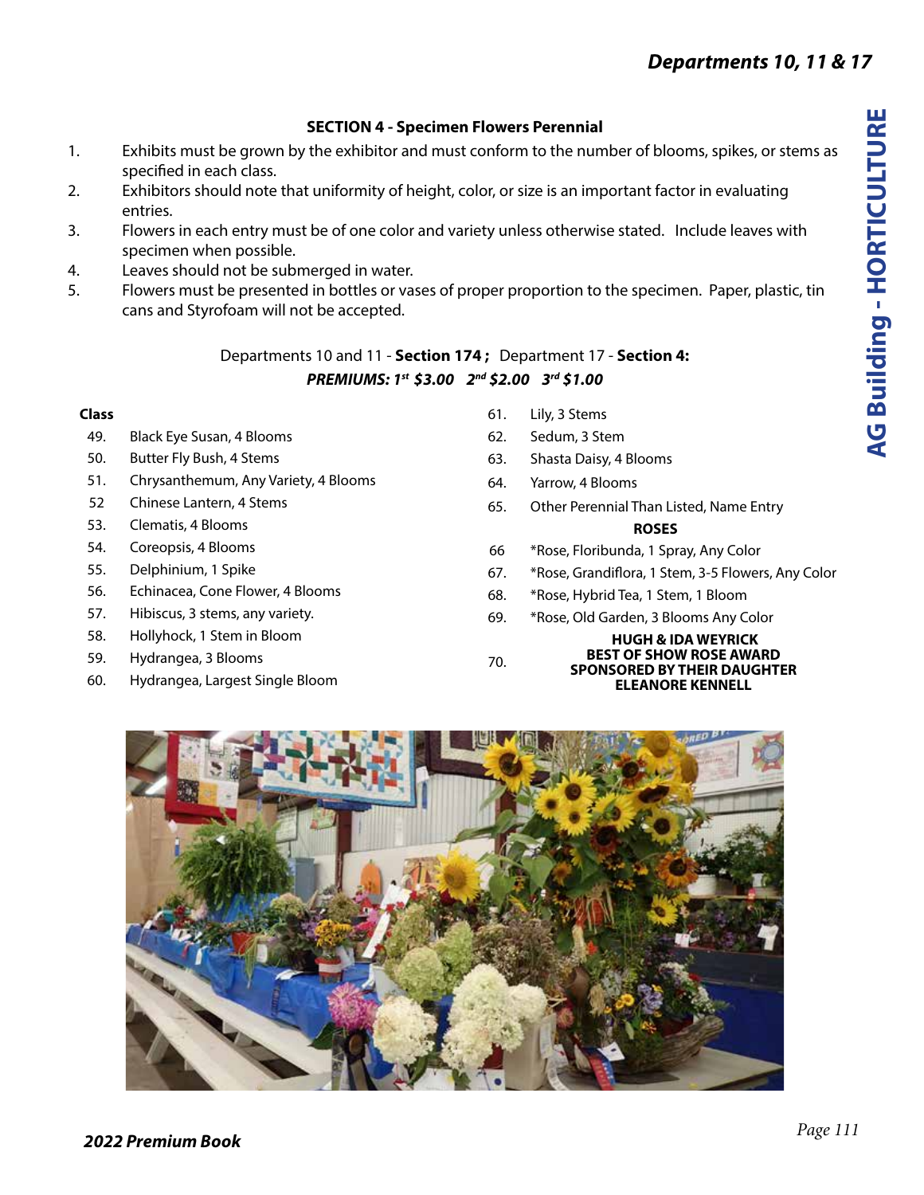## SECTION 4 - Specimen Flowers Perennial

1. Exhibits must be grown by the exhibitor and must conform to the number of blooms, spikes, or stems as specified in each class.
2. Exhibitors should note that uniformity of height, color, or size is an important factor in evaluating entries.
3. Flowers in each entry must be of one color and variety unless otherwise stated. Include leaves with specimen when possible.
4. Leaves should not be submerged in water.
5. Flowers must be presented in bottles or vases of proper proportion to the specimen. Paper, plastic, tin cans and Styrofoam will not be accepted.

Departments 10 and 11 - **Section 174 ;** Department 17 - **Section 4:**

***PREMIUMS: 1st $3.00 2nd $2.00 3rd $1.00***

**Class**

49. Black Eye Susan, 4 Blooms
50. Butter Fly Bush, 4 Stems
51. Chrysanthemum, Any Variety, 4 Blooms
52. Chinese Lantern, 4 Stems
53. Clematis, 4 Blooms
54. Coreopsis, 4 Blooms
55. Delphinium, 1 Spike
56. Echinacea, Cone Flower, 4 Blooms
57. Hibiscus, 3 stems, any variety.
58. Hollyhock, 1 Stem in Bloom
59. Hydrangea, 3 Blooms
60. Hydrangea, Largest Single Bloom
61. Lily, 3 Stems
62. Sedum, 3 Stem
63. Shasta Daisy, 4 Blooms
64. Yarrow, 4 Blooms
65. Other Perennial Than Listed, Name Entry

**ROSES**

66. *Rose, Floribunda, 1 Spray, Any Color
67. *Rose, Grandiflora, 1 Stem, 3-5 Flowers, Any Color
68. *Rose, Hybrid Tea, 1 Stem, 1 Bloom
69. *Rose, Old Garden, 3 Blooms Any Color
70. **HUGH & IDA WEYRICK BEST OF SHOW ROSE AWARD SPONSORED BY THEIR DAUGHTER ELEANORE KENNELL**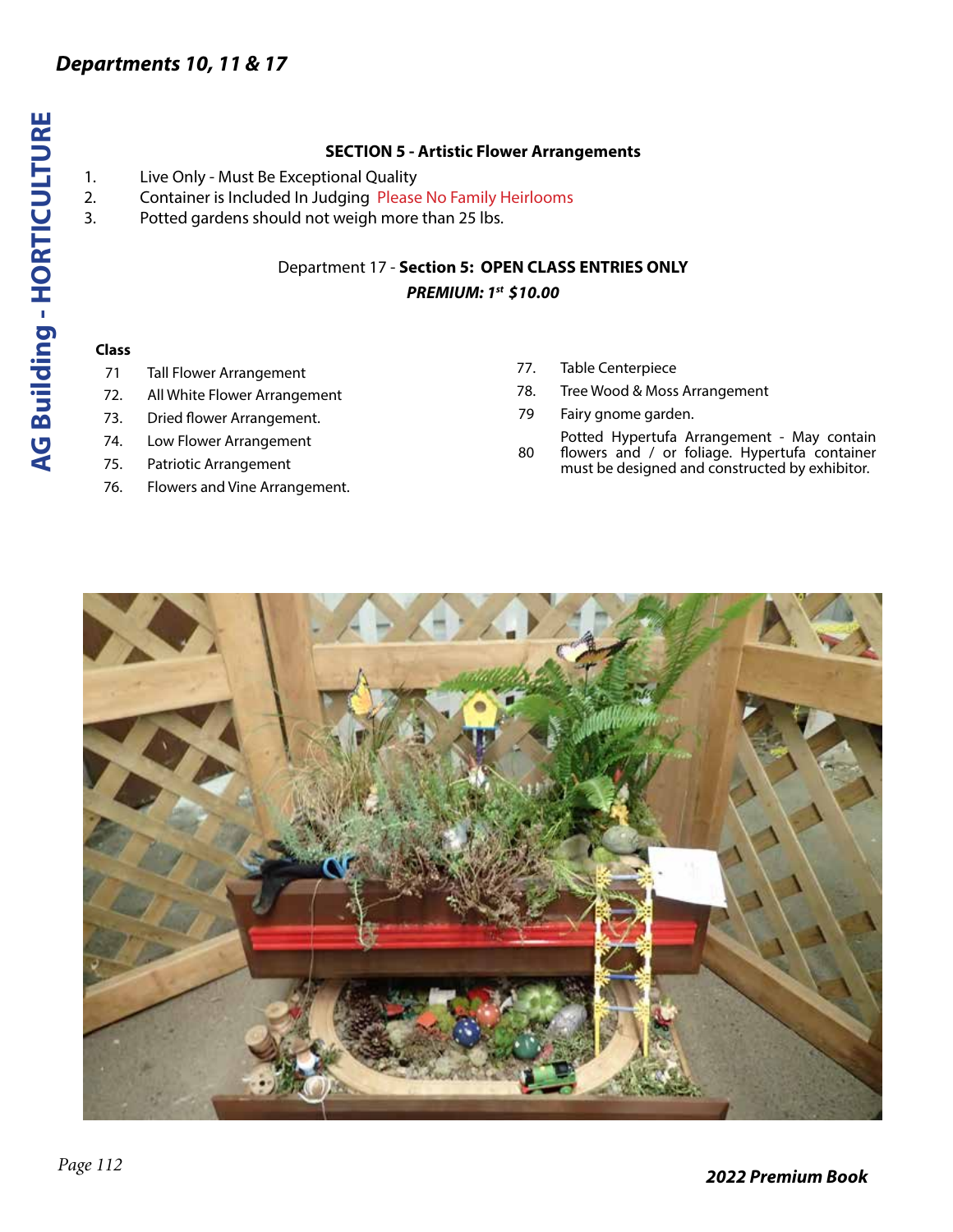## SECTION 5 - Artistic Flower Arrangements

1. Live Only - Must Be Exceptional Quality
2. Container is Included In Judging Please No Family Heirlooms
3. Potted gardens should not weigh more than 25 lbs.

Department 17 - **Section 5: OPEN CLASS ENTRIES ONLY**

***PREMIUM: 1st $10.00***

**Class**

71 Tall Flower Arrangement

72. All White Flower Arrangement

73. Dried flower Arrangement.

74. Low Flower Arrangement

75. Patriotic Arrangement

76. Flowers and Vine Arrangement.

77. Table Centerpiece

78. Tree Wood & Moss Arrangement

79 Fairy gnome garden.

80 Potted Hypertufa Arrangement - May contain flowers and / or foliage. Hypertufa container must be designed and constructed by exhibitor.